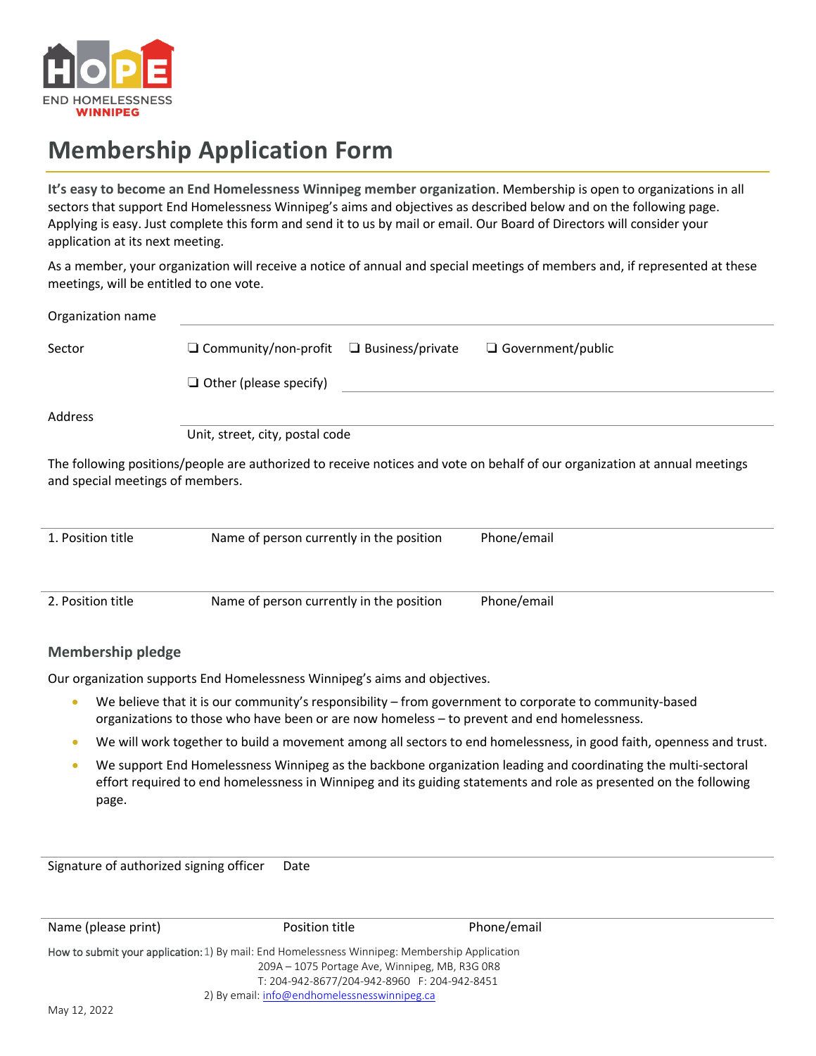HOPE
END HOMELESSNESS
WINNIPEG

# Membership Application Form

**It's easy to become an End Homelessness Winnipeg member organization**. Membership is open to organizations in all sectors that support End Homelessness Winnipeg's aims and objectives as described below and on the following page. Applying is easy. Just complete this form and send it to us by mail or email. Our Board of Directors will consider your application at its next meeting.

As a member, your organization will receive a notice of annual and special meetings of members and, if represented at these meetings, will be entitled to one vote.

Organization name ______________________________

Sector ❑ Community/non-profit ❑ Business/private ❑ Government/public

❑ Other (please specify) ______________________________

Address ______________________________

Unit, street, city, postal code

The following positions/people are authorized to receive notices and vote on behalf of our organization at annual meetings and special meetings of members.

| 1. Position title | Name of person currently in the position | Phone/email |
|---|---|---|
| 2. Position title | Name of person currently in the position | Phone/email |

## Membership pledge

Our organization supports End Homelessness Winnipeg's aims and objectives.

- We believe that it is our community's responsibility – from government to corporate to community-based organizations to those who have been or are now homeless – to prevent and end homelessness.
- We will work together to build a movement among all sectors to end homelessness, in good faith, openness and trust.
- We support End Homelessness Winnipeg as the backbone organization leading and coordinating the multi-sectoral effort required to end homelessness in Winnipeg and its guiding statements and role as presented on the following page.

Signature of authorized signing officer Date

Name (please print) Position title Phone/email

How to submit your application: 1) By mail: End Homelessness Winnipeg: Membership Application
209A – 1075 Portage Ave, Winnipeg, MB, R3G 0R8
T: 204-942-8677/204-942-8960 F: 204-942-8451
2) By email: info@endhomelessnesswinnipeg.ca

May 12, 2022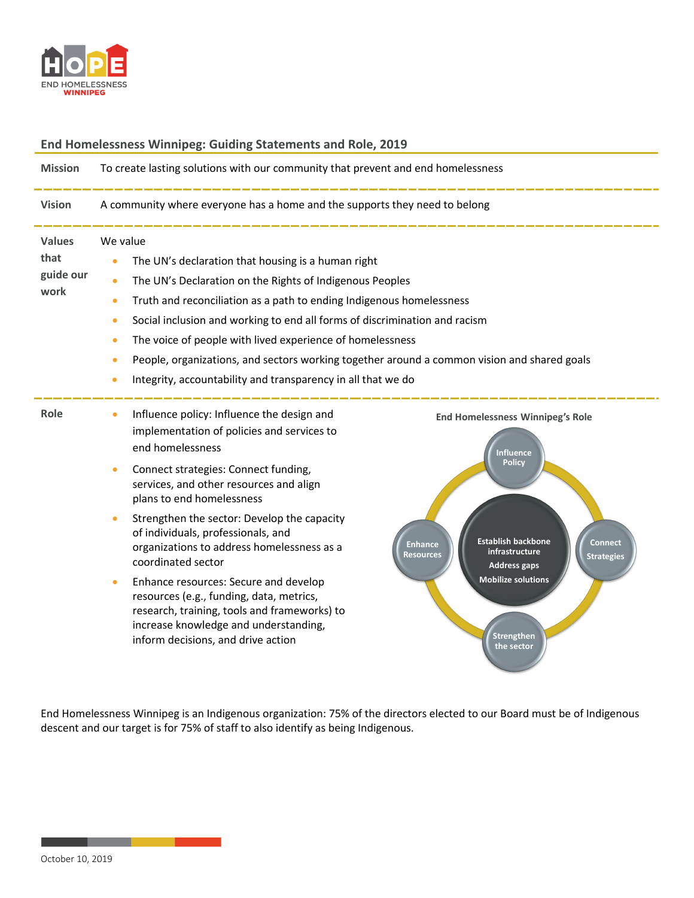## End Homelessness Winnipeg: Guiding Statements and Role, 2019

| | |
|---|---|
| **Mission** | To create lasting solutions with our community that prevent and end homelessness |
| **Vision** | A community where everyone has a home and the supports they need to belong |

**Values that guide our work**

We value

- The UN's declaration that housing is a human right
- The UN's Declaration on the Rights of Indigenous Peoples
- Truth and reconciliation as a path to ending Indigenous homelessness
- Social inclusion and working to end all forms of discrimination and racism
- The voice of people with lived experience of homelessness
- People, organizations, and sectors working together around a common vision and shared goals
- Integrity, accountability and transparency in all that we do

**Role**

- Influence policy: Influence the design and implementation of policies and services to end homelessness
- Connect strategies: Connect funding, services, and other resources and align plans to end homelessness
- Strengthen the sector: Develop the capacity of individuals, professionals, and organizations to address homelessness as a coordinated sector
- Enhance resources: Secure and develop resources (e.g., funding, data, metrics, research, training, tools and frameworks) to increase knowledge and understanding, inform decisions, and drive action

End Homelessness Winnipeg's Role

Influence Policy
Connect Strategies
Strengthen the sector
Enhance Resources
Establish backbone infrastructure
Address gaps
Mobilize solutions

End Homelessness Winnipeg is an Indigenous organization: 75% of the directors elected to our Board must be of Indigenous descent and our target is for 75% of staff to also identify as being Indigenous.

October 10, 2019